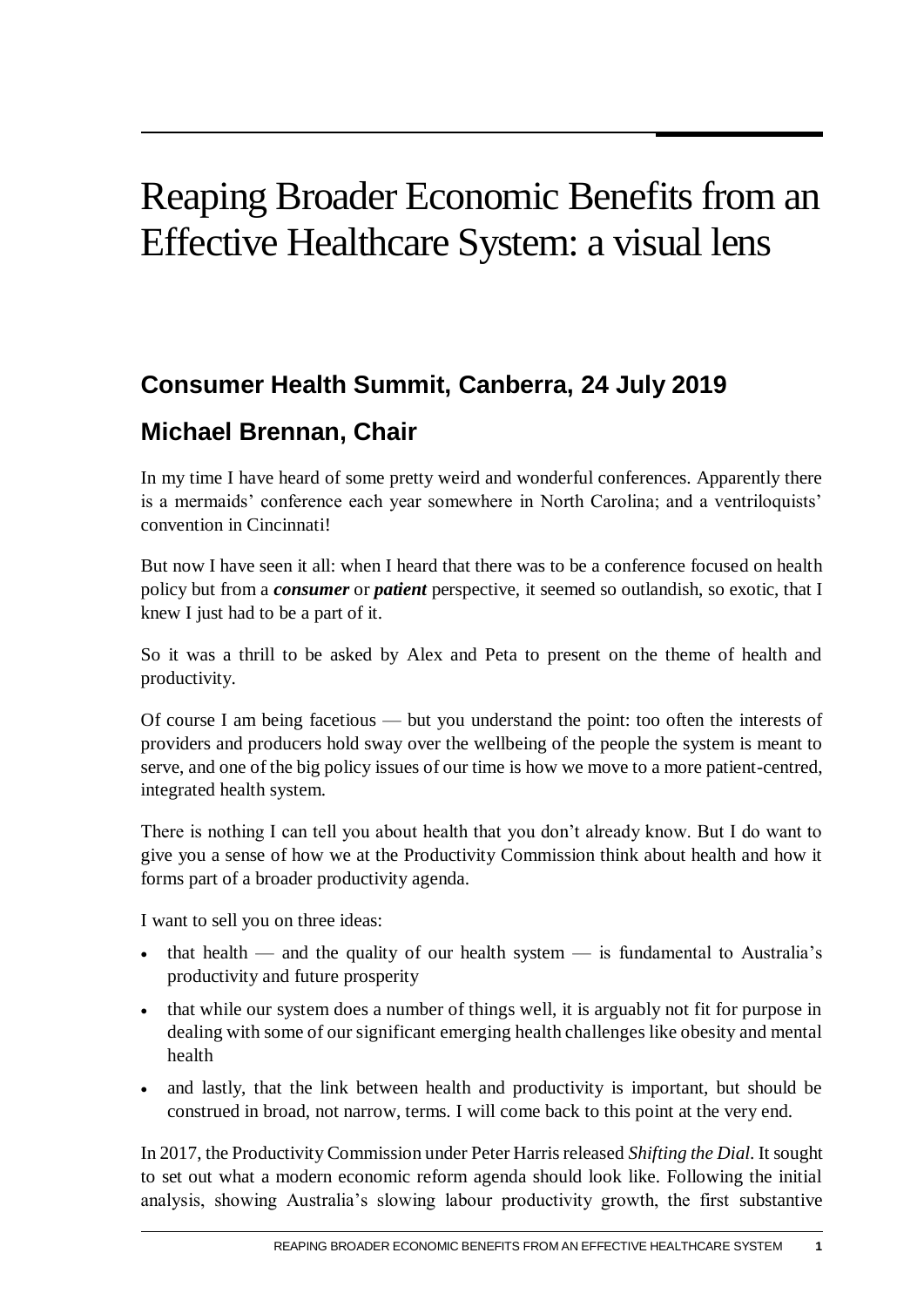# Reaping Broader Economic Benefits from an Effective Healthcare System: a visual lens

## Consumer Health Summit, Canberra, 24 July 2019

## Michael Brennan, Chair

In my time I have heard of some pretty weird and wonderful conferences. Apparently there is a mermaids' conference each year somewhere in North Carolina; and a ventriloquists' convention in Cincinnati!

But now I have seen it all: when I heard that there was to be a conference focused on health policy but from a ***consumer*** or ***patient*** perspective, it seemed so outlandish, so exotic, that I knew I just had to be a part of it.

So it was a thrill to be asked by Alex and Peta to present on the theme of health and productivity.

Of course I am being facetious — but you understand the point: too often the interests of providers and producers hold sway over the wellbeing of the people the system is meant to serve, and one of the big policy issues of our time is how we move to a more patient-centred, integrated health system.

There is nothing I can tell you about health that you don't already know. But I do want to give you a sense of how we at the Productivity Commission think about health and how it forms part of a broader productivity agenda.

I want to sell you on three ideas:

- that health — and the quality of our health system — is fundamental to Australia's productivity and future prosperity
- that while our system does a number of things well, it is arguably not fit for purpose in dealing with some of our significant emerging health challenges like obesity and mental health
- and lastly, that the link between health and productivity is important, but should be construed in broad, not narrow, terms. I will come back to this point at the very end.

In 2017, the Productivity Commission under Peter Harris released *Shifting the Dial*. It sought to set out what a modern economic reform agenda should look like. Following the initial analysis, showing Australia's slowing labour productivity growth, the first substantive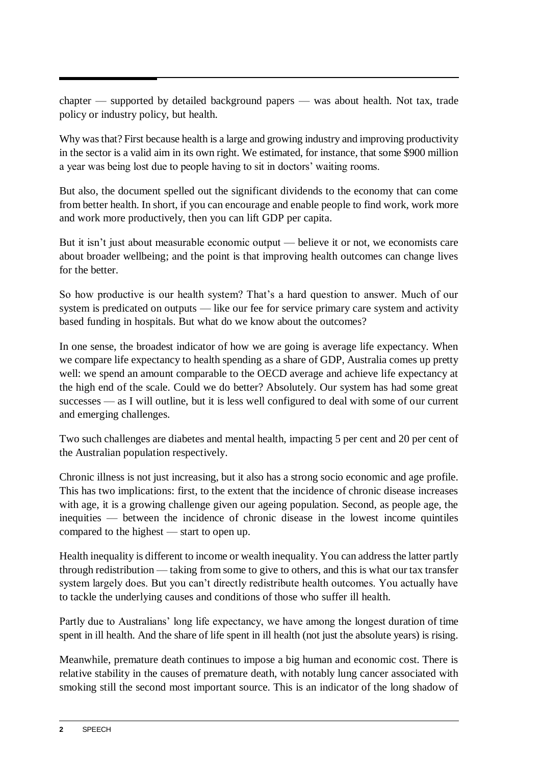chapter — supported by detailed background papers — was about health. Not tax, trade policy or industry policy, but health.

Why was that? First because health is a large and growing industry and improving productivity in the sector is a valid aim in its own right. We estimated, for instance, that some $900 million a year was being lost due to people having to sit in doctors' waiting rooms.

But also, the document spelled out the significant dividends to the economy that can come from better health. In short, if you can encourage and enable people to find work, work more and work more productively, then you can lift GDP per capita.

But it isn't just about measurable economic output — believe it or not, we economists care about broader wellbeing; and the point is that improving health outcomes can change lives for the better.

So how productive is our health system? That's a hard question to answer. Much of our system is predicated on outputs — like our fee for service primary care system and activity based funding in hospitals. But what do we know about the outcomes?

In one sense, the broadest indicator of how we are going is average life expectancy. When we compare life expectancy to health spending as a share of GDP, Australia comes up pretty well: we spend an amount comparable to the OECD average and achieve life expectancy at the high end of the scale. Could we do better? Absolutely. Our system has had some great successes — as I will outline, but it is less well configured to deal with some of our current and emerging challenges.

Two such challenges are diabetes and mental health, impacting 5 per cent and 20 per cent of the Australian population respectively.

Chronic illness is not just increasing, but it also has a strong socio economic and age profile. This has two implications: first, to the extent that the incidence of chronic disease increases with age, it is a growing challenge given our ageing population. Second, as people age, the inequities — between the incidence of chronic disease in the lowest income quintiles compared to the highest — start to open up.

Health inequality is different to income or wealth inequality. You can address the latter partly through redistribution — taking from some to give to others, and this is what our tax transfer system largely does. But you can't directly redistribute health outcomes. You actually have to tackle the underlying causes and conditions of those who suffer ill health.

Partly due to Australians' long life expectancy, we have among the longest duration of time spent in ill health. And the share of life spent in ill health (not just the absolute years) is rising.

Meanwhile, premature death continues to impose a big human and economic cost. There is relative stability in the causes of premature death, with notably lung cancer associated with smoking still the second most important source. This is an indicator of the long shadow of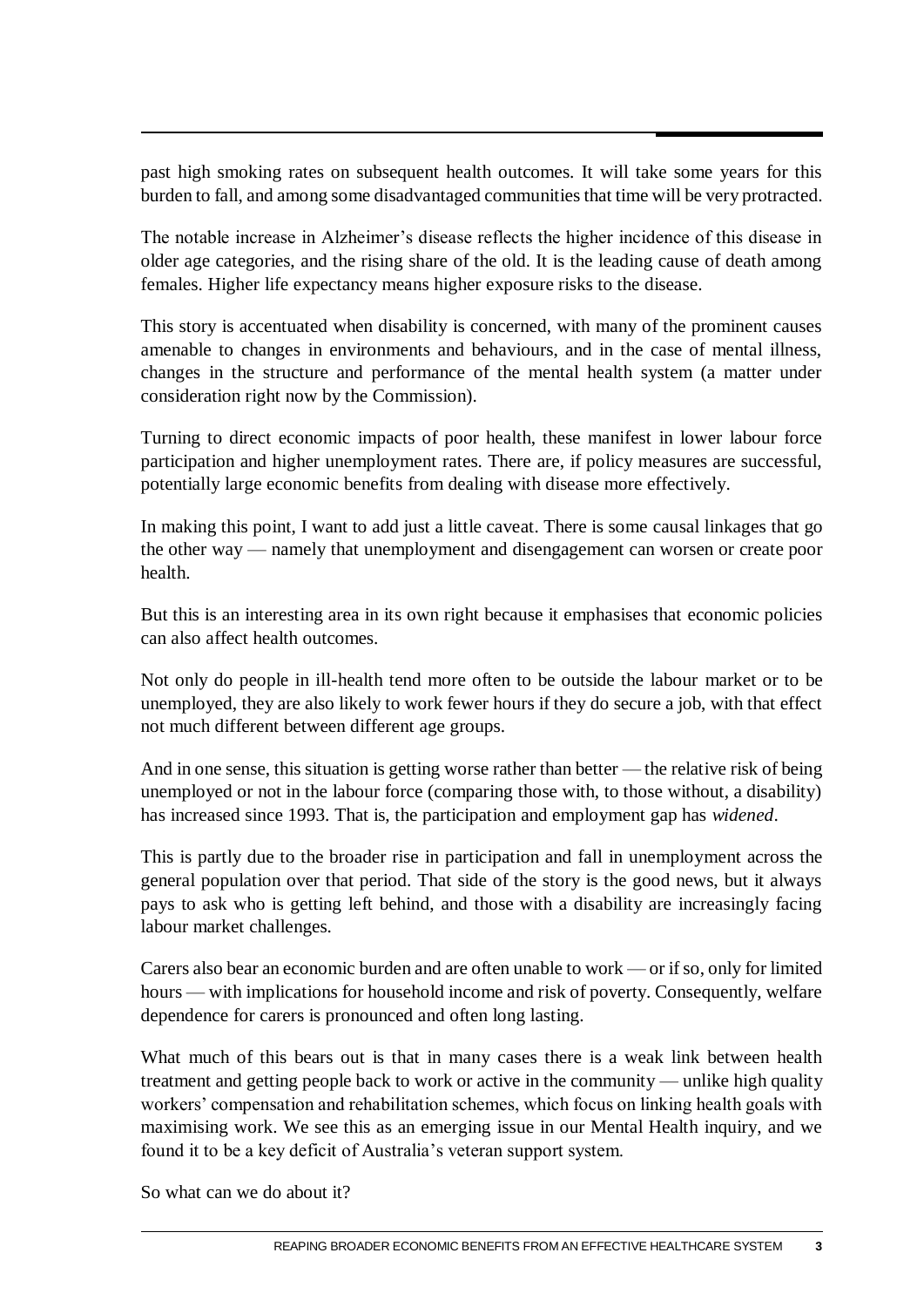past high smoking rates on subsequent health outcomes. It will take some years for this burden to fall, and among some disadvantaged communities that time will be very protracted.

The notable increase in Alzheimer's disease reflects the higher incidence of this disease in older age categories, and the rising share of the old. It is the leading cause of death among females. Higher life expectancy means higher exposure risks to the disease.

This story is accentuated when disability is concerned, with many of the prominent causes amenable to changes in environments and behaviours, and in the case of mental illness, changes in the structure and performance of the mental health system (a matter under consideration right now by the Commission).

Turning to direct economic impacts of poor health, these manifest in lower labour force participation and higher unemployment rates. There are, if policy measures are successful, potentially large economic benefits from dealing with disease more effectively.

In making this point, I want to add just a little caveat. There is some causal linkages that go the other way — namely that unemployment and disengagement can worsen or create poor health.

But this is an interesting area in its own right because it emphasises that economic policies can also affect health outcomes.

Not only do people in ill-health tend more often to be outside the labour market or to be unemployed, they are also likely to work fewer hours if they do secure a job, with that effect not much different between different age groups.

And in one sense, this situation is getting worse rather than better — the relative risk of being unemployed or not in the labour force (comparing those with, to those without, a disability) has increased since 1993. That is, the participation and employment gap has *widened*.

This is partly due to the broader rise in participation and fall in unemployment across the general population over that period. That side of the story is the good news, but it always pays to ask who is getting left behind, and those with a disability are increasingly facing labour market challenges.

Carers also bear an economic burden and are often unable to work — or if so, only for limited hours — with implications for household income and risk of poverty. Consequently, welfare dependence for carers is pronounced and often long lasting.

What much of this bears out is that in many cases there is a weak link between health treatment and getting people back to work or active in the community — unlike high quality workers' compensation and rehabilitation schemes, which focus on linking health goals with maximising work. We see this as an emerging issue in our Mental Health inquiry, and we found it to be a key deficit of Australia's veteran support system.

So what can we do about it?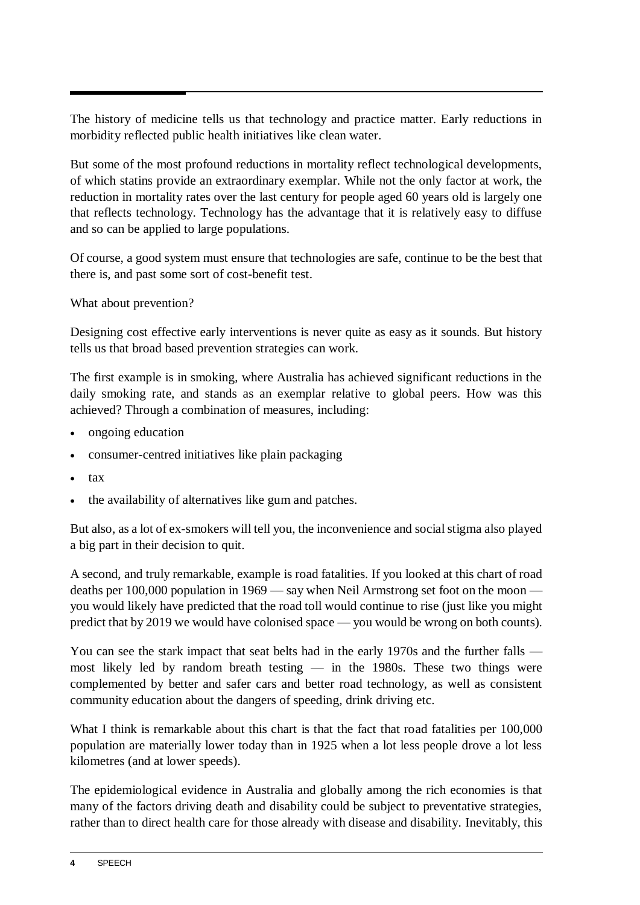The history of medicine tells us that technology and practice matter. Early reductions in morbidity reflected public health initiatives like clean water.

But some of the most profound reductions in mortality reflect technological developments, of which statins provide an extraordinary exemplar. While not the only factor at work, the reduction in mortality rates over the last century for people aged 60 years old is largely one that reflects technology. Technology has the advantage that it is relatively easy to diffuse and so can be applied to large populations.

Of course, a good system must ensure that technologies are safe, continue to be the best that there is, and past some sort of cost-benefit test.

What about prevention?

Designing cost effective early interventions is never quite as easy as it sounds. But history tells us that broad based prevention strategies can work.

The first example is in smoking, where Australia has achieved significant reductions in the daily smoking rate, and stands as an exemplar relative to global peers. How was this achieved? Through a combination of measures, including:

- ongoing education
- consumer-centred initiatives like plain packaging
- tax
- the availability of alternatives like gum and patches.

But also, as a lot of ex-smokers will tell you, the inconvenience and social stigma also played a big part in their decision to quit.

A second, and truly remarkable, example is road fatalities. If you looked at this chart of road deaths per 100,000 population in 1969 — say when Neil Armstrong set foot on the moon — you would likely have predicted that the road toll would continue to rise (just like you might predict that by 2019 we would have colonised space — you would be wrong on both counts).

You can see the stark impact that seat belts had in the early 1970s and the further falls — most likely led by random breath testing — in the 1980s. These two things were complemented by better and safer cars and better road technology, as well as consistent community education about the dangers of speeding, drink driving etc.

What I think is remarkable about this chart is that the fact that road fatalities per 100,000 population are materially lower today than in 1925 when a lot less people drove a lot less kilometres (and at lower speeds).

The epidemiological evidence in Australia and globally among the rich economies is that many of the factors driving death and disability could be subject to preventative strategies, rather than to direct health care for those already with disease and disability. Inevitably, this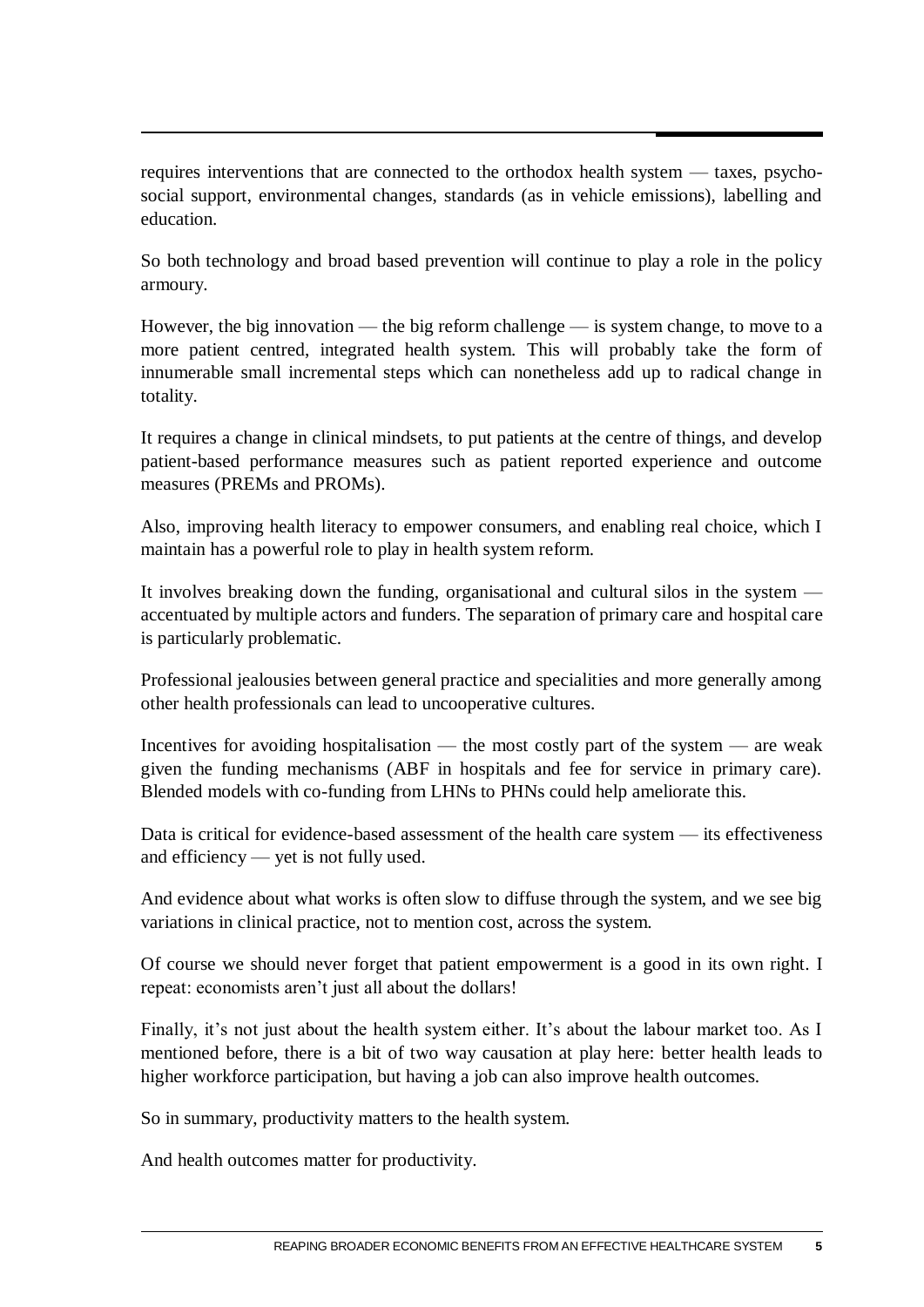requires interventions that are connected to the orthodox health system — taxes, psycho-social support, environmental changes, standards (as in vehicle emissions), labelling and education.

So both technology and broad based prevention will continue to play a role in the policy armoury.

However, the big innovation — the big reform challenge — is system change, to move to a more patient centred, integrated health system. This will probably take the form of innumerable small incremental steps which can nonetheless add up to radical change in totality.

It requires a change in clinical mindsets, to put patients at the centre of things, and develop patient-based performance measures such as patient reported experience and outcome measures (PREMs and PROMs).

Also, improving health literacy to empower consumers, and enabling real choice, which I maintain has a powerful role to play in health system reform.

It involves breaking down the funding, organisational and cultural silos in the system — accentuated by multiple actors and funders. The separation of primary care and hospital care is particularly problematic.

Professional jealousies between general practice and specialities and more generally among other health professionals can lead to uncooperative cultures.

Incentives for avoiding hospitalisation — the most costly part of the system — are weak given the funding mechanisms (ABF in hospitals and fee for service in primary care). Blended models with co-funding from LHNs to PHNs could help ameliorate this.

Data is critical for evidence-based assessment of the health care system — its effectiveness and efficiency — yet is not fully used.

And evidence about what works is often slow to diffuse through the system, and we see big variations in clinical practice, not to mention cost, across the system.

Of course we should never forget that patient empowerment is a good in its own right. I repeat: economists aren't just all about the dollars!

Finally, it's not just about the health system either. It's about the labour market too. As I mentioned before, there is a bit of two way causation at play here: better health leads to higher workforce participation, but having a job can also improve health outcomes.

So in summary, productivity matters to the health system.

And health outcomes matter for productivity.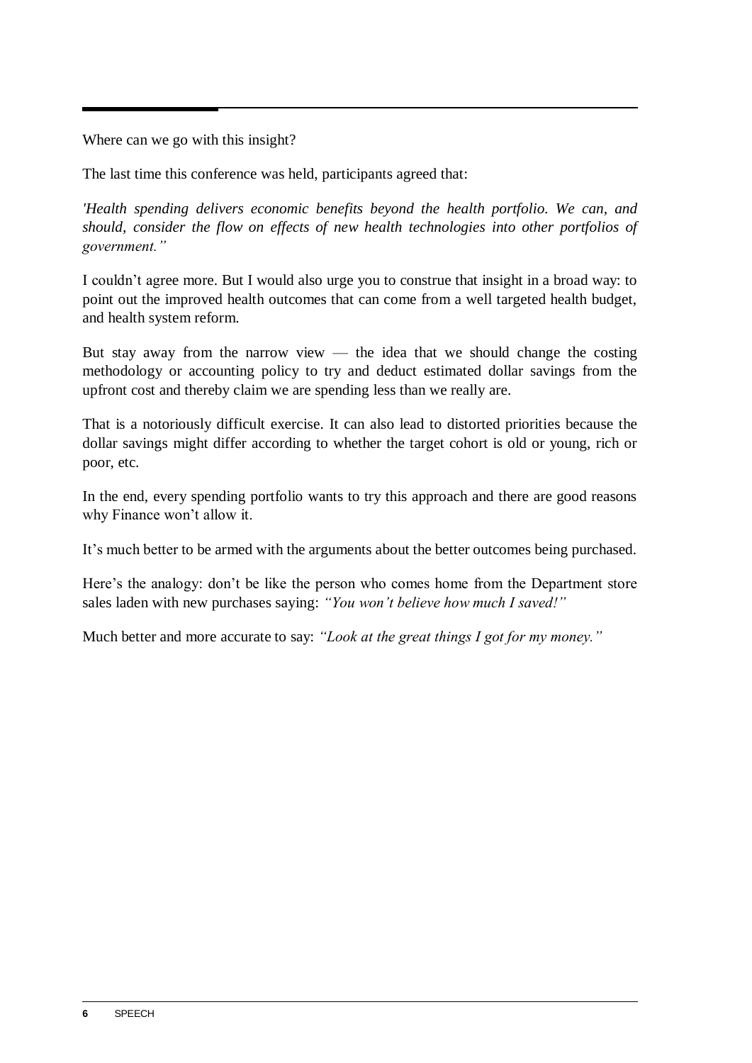Where can we go with this insight?

The last time this conference was held, participants agreed that:

*'Health spending delivers economic benefits beyond the health portfolio. We can, and should, consider the flow on effects of new health technologies into other portfolios of government."*

I couldn't agree more. But I would also urge you to construe that insight in a broad way: to point out the improved health outcomes that can come from a well targeted health budget, and health system reform.

But stay away from the narrow view — the idea that we should change the costing methodology or accounting policy to try and deduct estimated dollar savings from the upfront cost and thereby claim we are spending less than we really are.

That is a notoriously difficult exercise. It can also lead to distorted priorities because the dollar savings might differ according to whether the target cohort is old or young, rich or poor, etc.

In the end, every spending portfolio wants to try this approach and there are good reasons why Finance won't allow it.

It's much better to be armed with the arguments about the better outcomes being purchased.

Here's the analogy: don't be like the person who comes home from the Department store sales laden with new purchases saying: *"You won't believe how much I saved!"*

Much better and more accurate to say: *"Look at the great things I got for my money."*